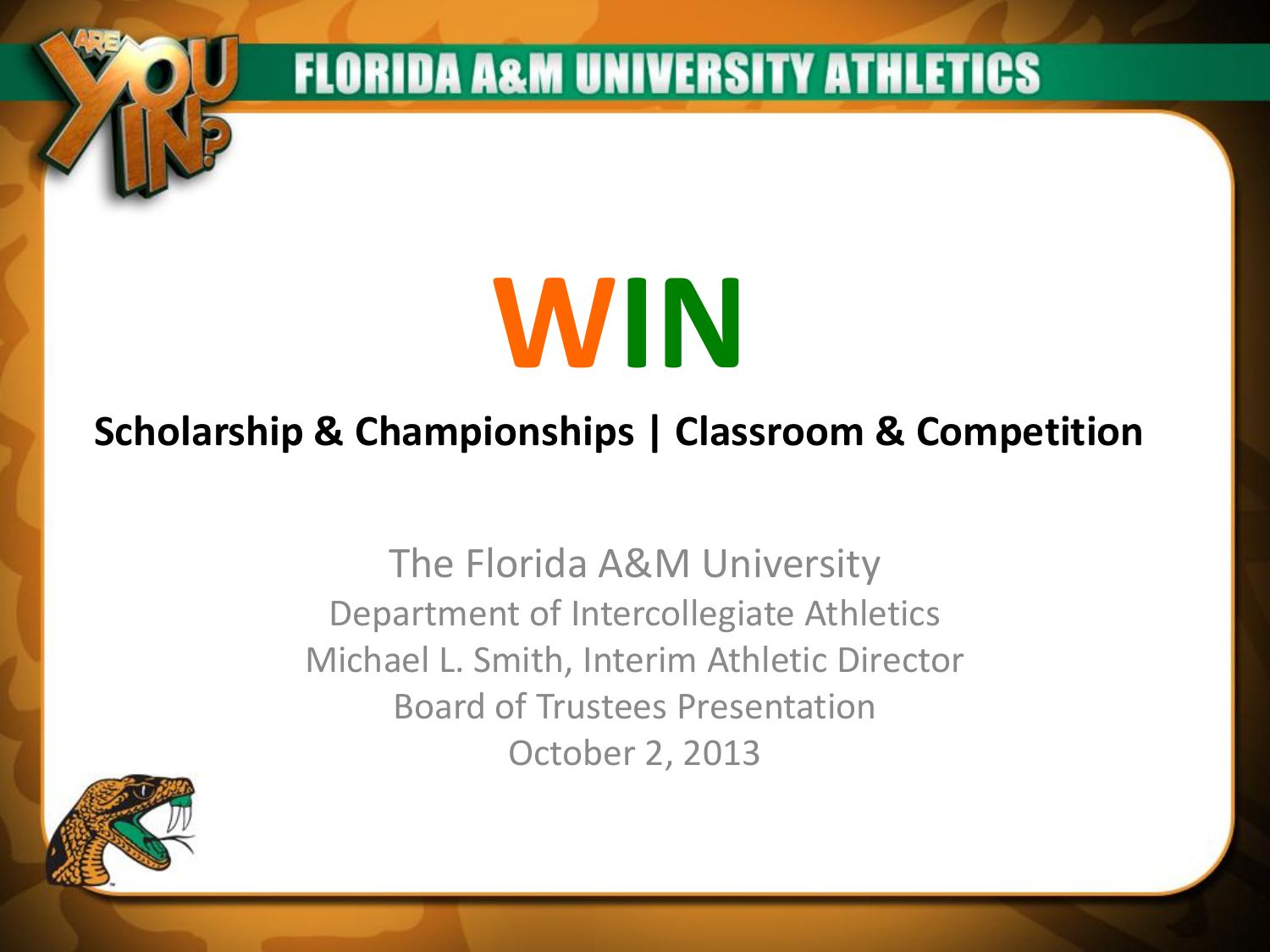# FLORIDA A&M UNIVERSITY ATHLETICS

# WIN

**Scholarship & Championships | Classroom & Competition**

The Florida A&M University
Department of Intercollegiate Athletics
Michael L. Smith, Interim Athletic Director
Board of Trustees Presentation
October 2, 2013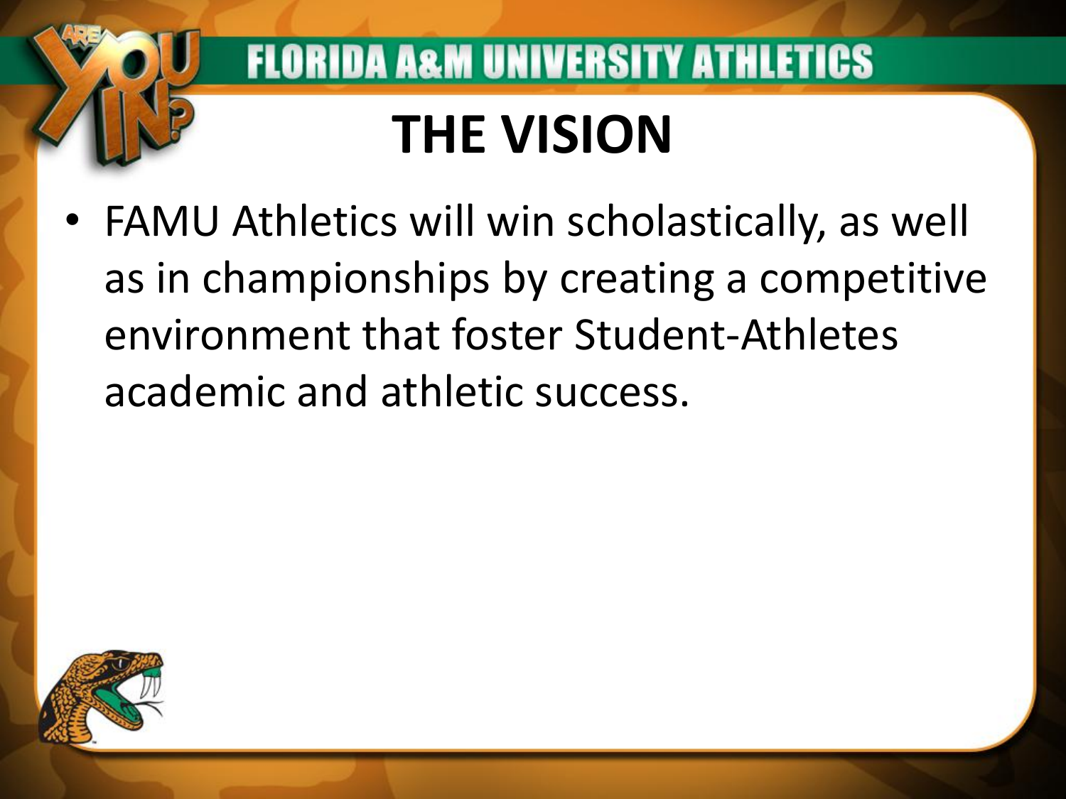# FLORIDA A&M UNIVERSITY ATHLETICS

## THE VISION

- FAMU Athletics will win scholastically, as well as in championships by creating a competitive environment that foster Student-Athletes academic and athletic success.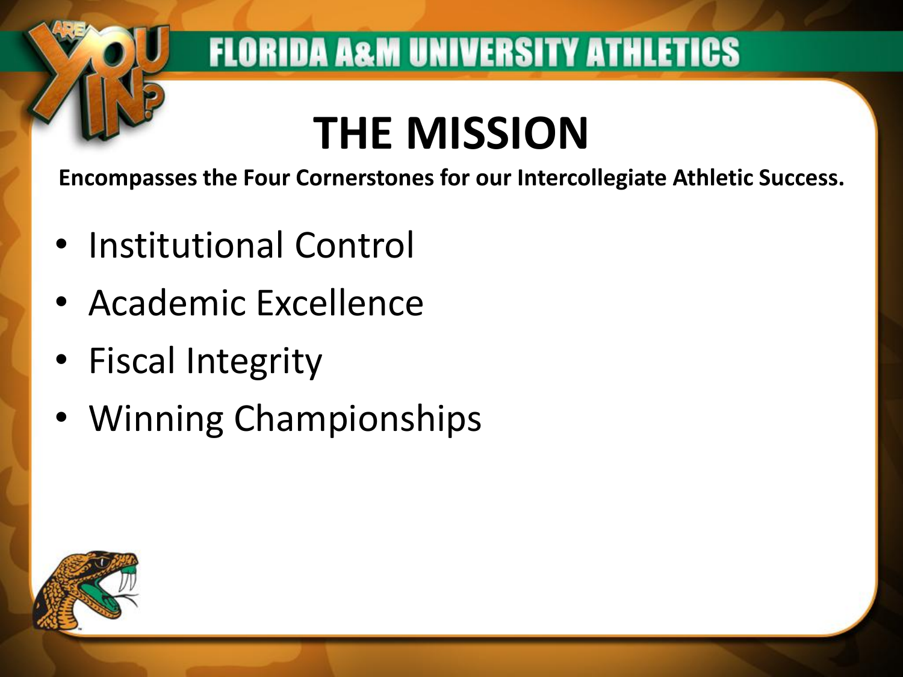FLORIDA A&M UNIVERSITY ATHLETICS

# THE MISSION

**Encompasses the Four Cornerstones for our Intercollegiate Athletic Success.**

- Institutional Control
- Academic Excellence
- Fiscal Integrity
- Winning Championships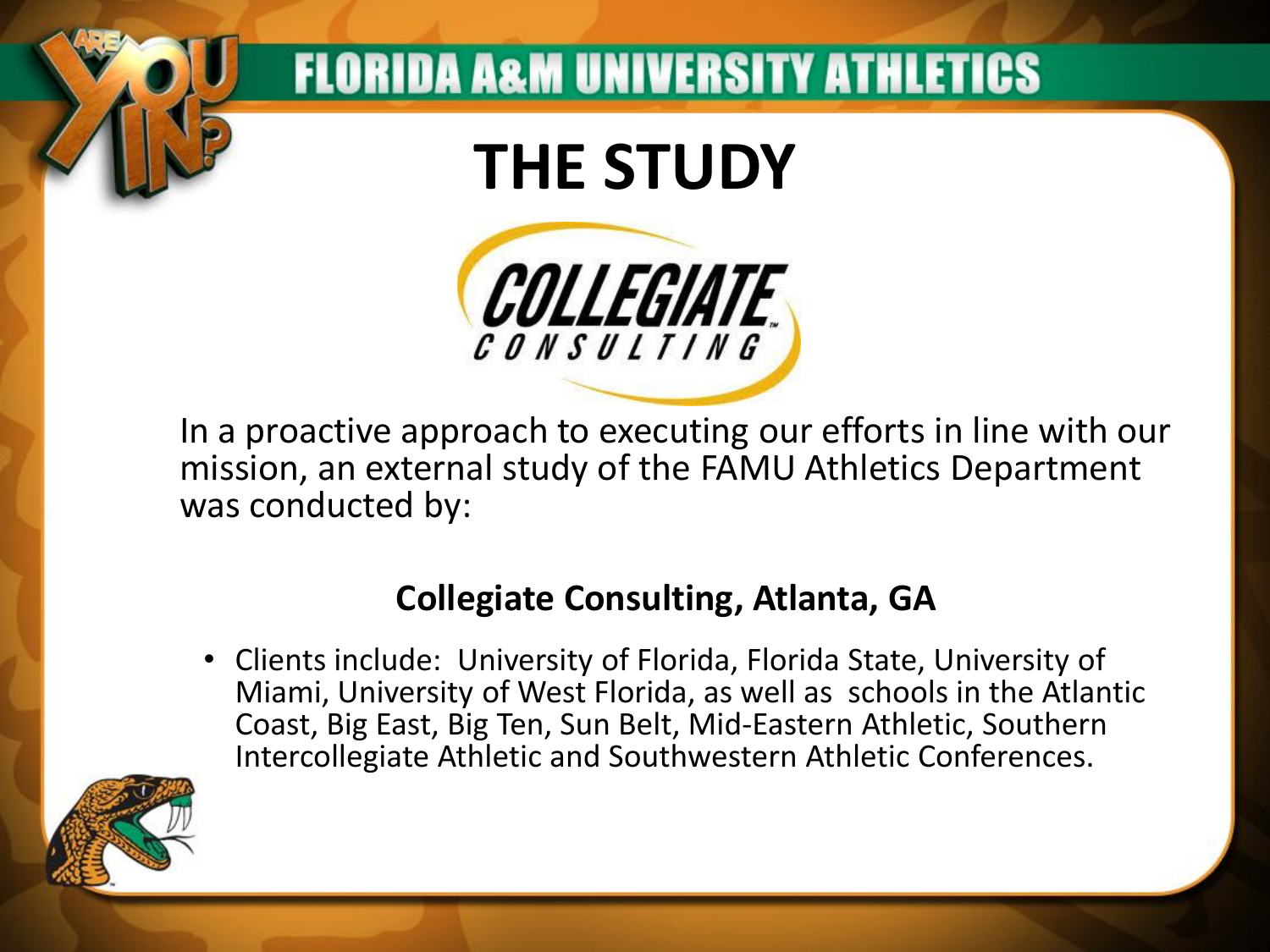# FLORIDA A&M UNIVERSITY ATHLETICS

## THE STUDY

In a proactive approach to executing our efforts in line with our mission, an external study of the FAMU Athletics Department was conducted by:

**Collegiate Consulting, Atlanta, GA**

- Clients include: University of Florida, Florida State, University of Miami, University of West Florida, as well as schools in the Atlantic Coast, Big East, Big Ten, Sun Belt, Mid-Eastern Athletic, Southern Intercollegiate Athletic and Southwestern Athletic Conferences.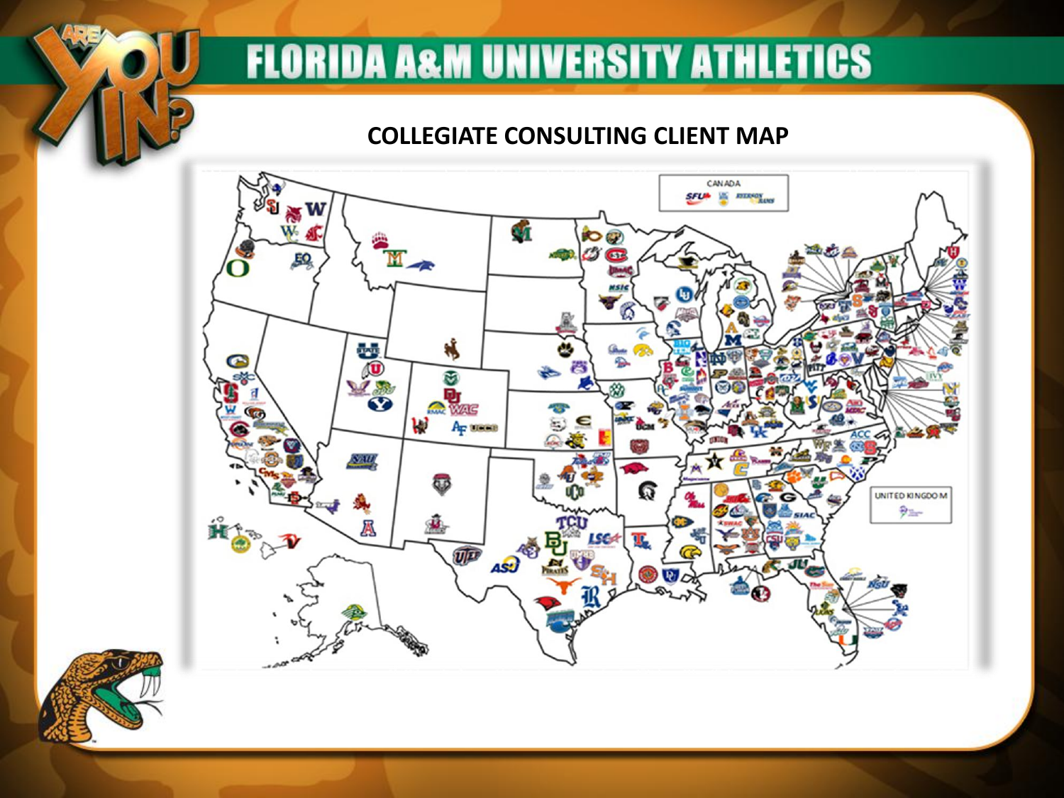# FLORIDA A&M UNIVERSITY ATHLETICS

## COLLEGIATE CONSULTING CLIENT MAP

CANADA

UNITED KINGDOM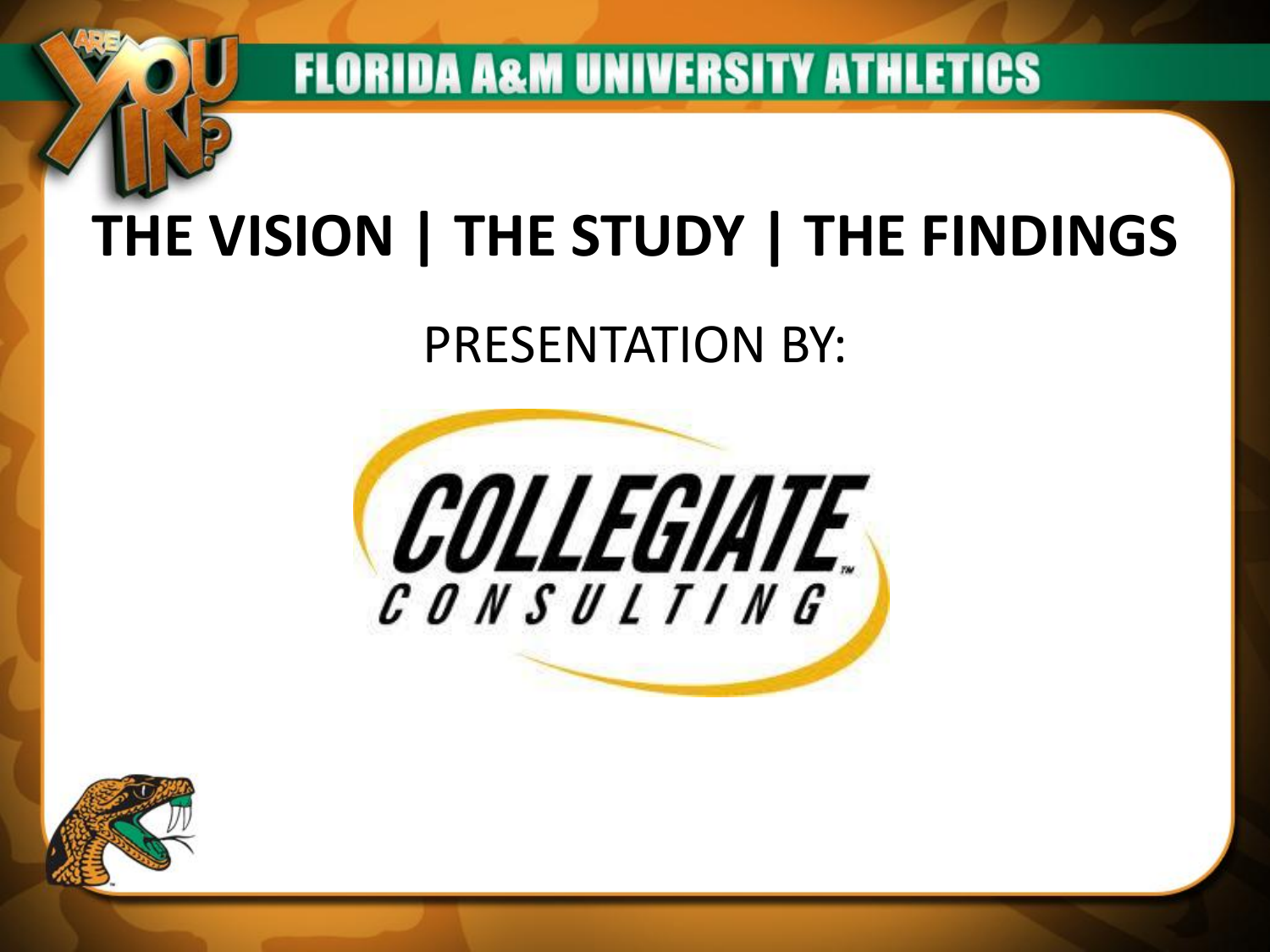# FLORIDA A&M UNIVERSITY ATHLETICS

## THE VISION | THE STUDY | THE FINDINGS

PRESENTATION BY:

COLLEGIATE CONSULTING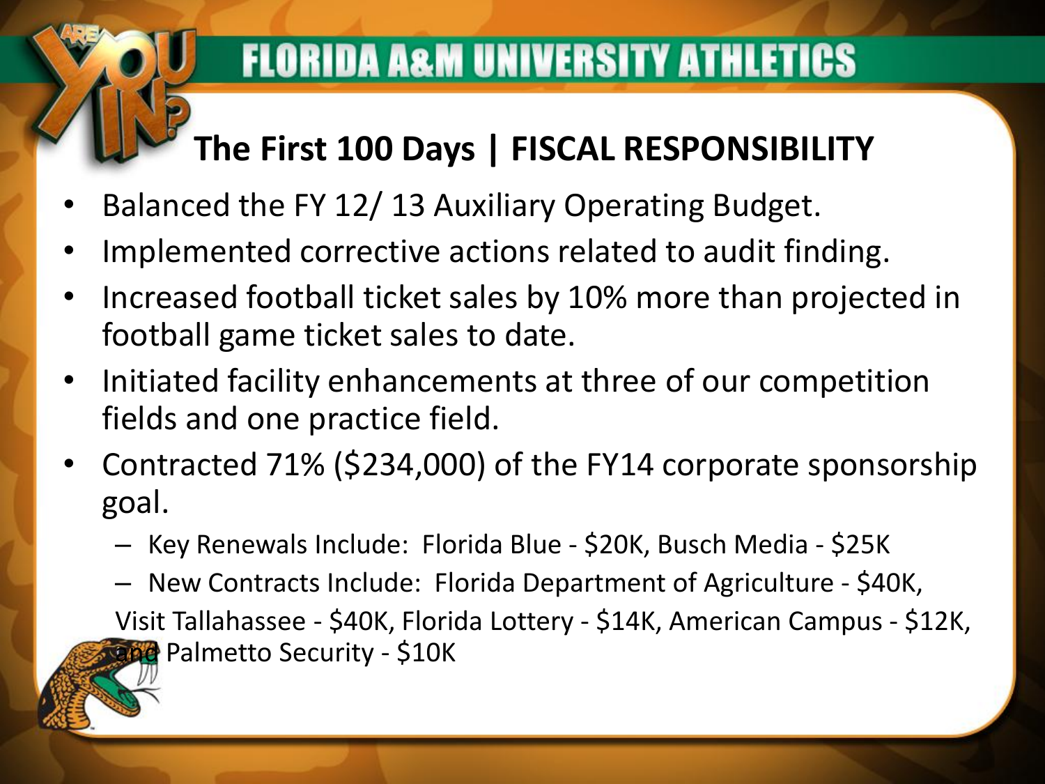# FLORIDA A&M UNIVERSITY ATHLETICS

## The First 100 Days | FISCAL RESPONSIBILITY

- Balanced the FY 12/ 13 Auxiliary Operating Budget.
- Implemented corrective actions related to audit finding.
- Increased football ticket sales by 10% more than projected in football game ticket sales to date.
- Initiated facility enhancements at three of our competition fields and one practice field.
- Contracted 71% ($234,000) of the FY14 corporate sponsorship goal.
  - Key Renewals Include: Florida Blue - $20K, Busch Media - $25K
  - New Contracts Include: Florida Department of Agriculture - $40K, Visit Tallahassee - $40K, Florida Lottery - $14K, American Campus - $12K, and Palmetto Security - $10K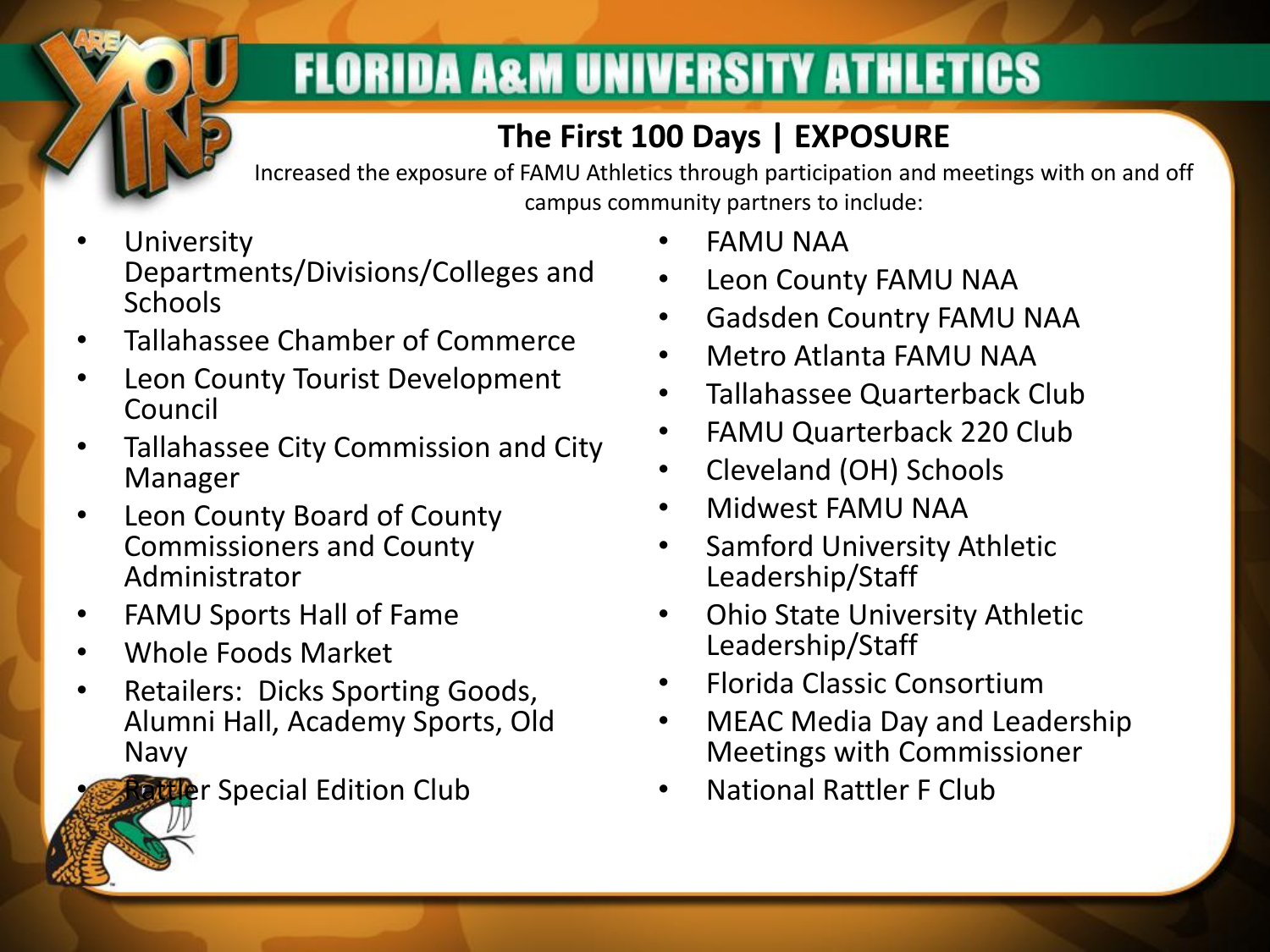# FLORIDA A&M UNIVERSITY ATHLETICS

## The First 100 Days | EXPOSURE

Increased the exposure of FAMU Athletics through participation and meetings with on and off campus community partners to include:

- University Departments/Divisions/Colleges and Schools
- Tallahassee Chamber of Commerce
- Leon County Tourist Development Council
- Tallahassee City Commission and City Manager
- Leon County Board of County Commissioners and County Administrator
- FAMU Sports Hall of Fame
- Whole Foods Market
- Retailers: Dicks Sporting Goods, Alumni Hall, Academy Sports, Old Navy
- Rattler Special Edition Club
- FAMU NAA
- Leon County FAMU NAA
- Gadsden Country FAMU NAA
- Metro Atlanta FAMU NAA
- Tallahassee Quarterback Club
- FAMU Quarterback 220 Club
- Cleveland (OH) Schools
- Midwest FAMU NAA
- Samford University Athletic Leadership/Staff
- Ohio State University Athletic Leadership/Staff
- Florida Classic Consortium
- MEAC Media Day and Leadership Meetings with Commissioner
- National Rattler F Club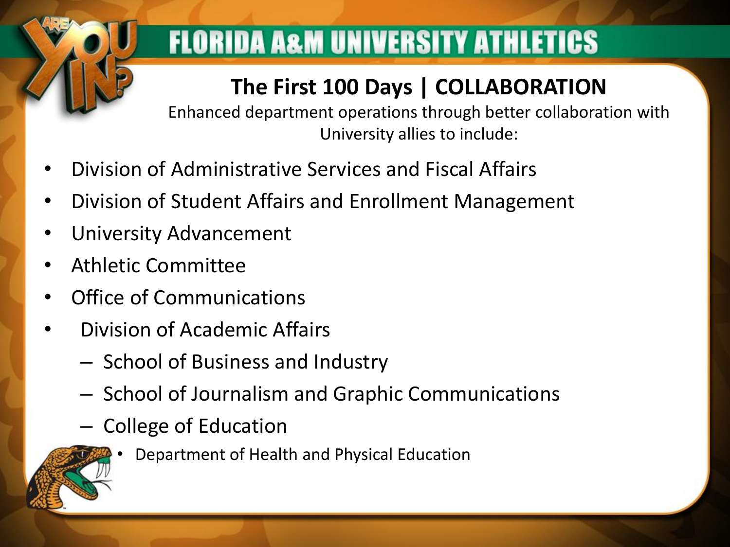# FLORIDA A&M UNIVERSITY ATHLETICS

## The First 100 Days | COLLABORATION

Enhanced department operations through better collaboration with University allies to include:

- Division of Administrative Services and Fiscal Affairs
- Division of Student Affairs and Enrollment Management
- University Advancement
- Athletic Committee
- Office of Communications
- Division of Academic Affairs
  - School of Business and Industry
  - School of Journalism and Graphic Communications
  - College of Education
    - Department of Health and Physical Education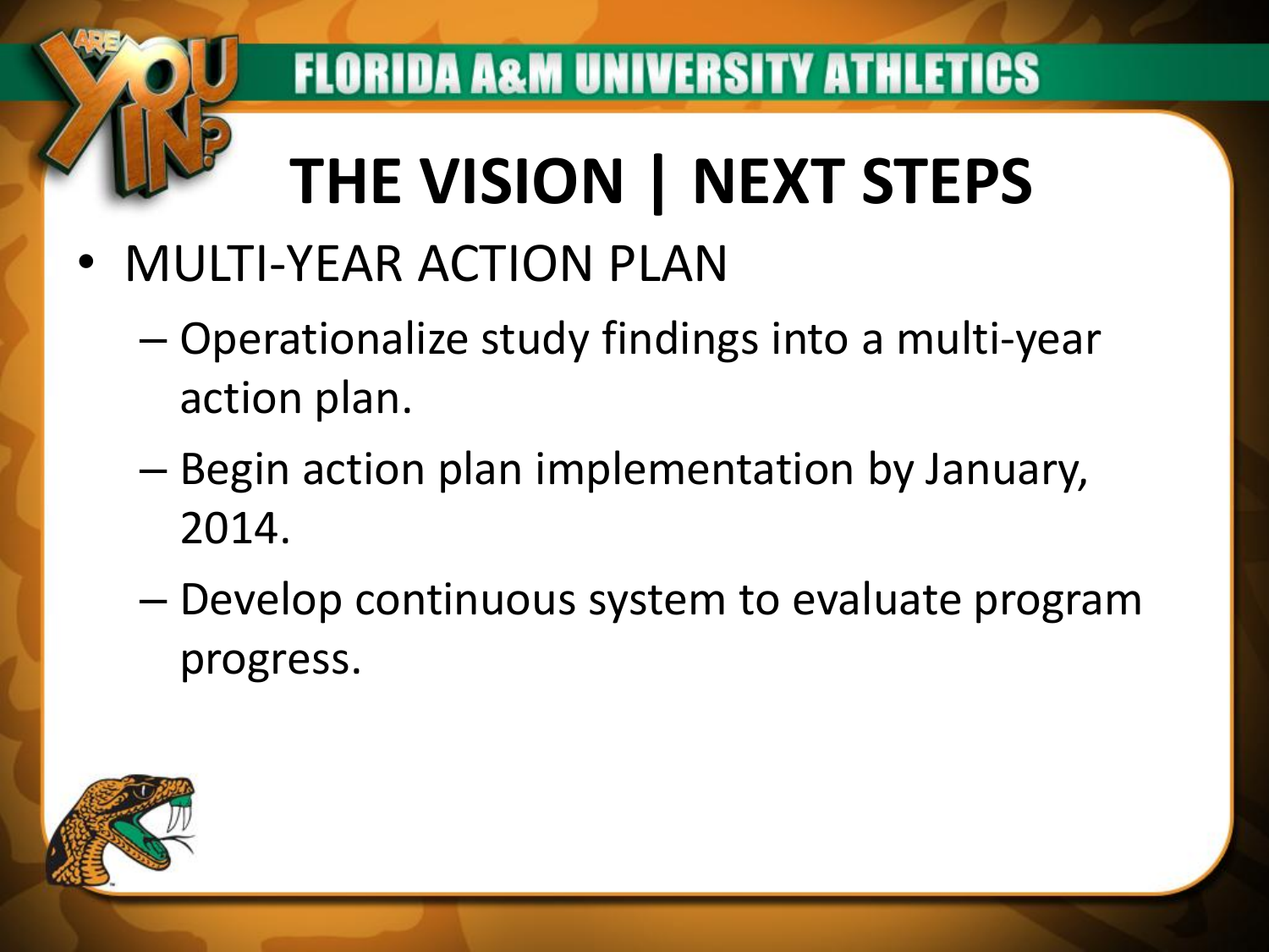FLORIDA A&M UNIVERSITY ATHLETICS

# THE VISION | NEXT STEPS

- MULTI-YEAR ACTION PLAN
  - Operationalize study findings into a multi-year action plan.
  - Begin action plan implementation by January, 2014.
  - Develop continuous system to evaluate program progress.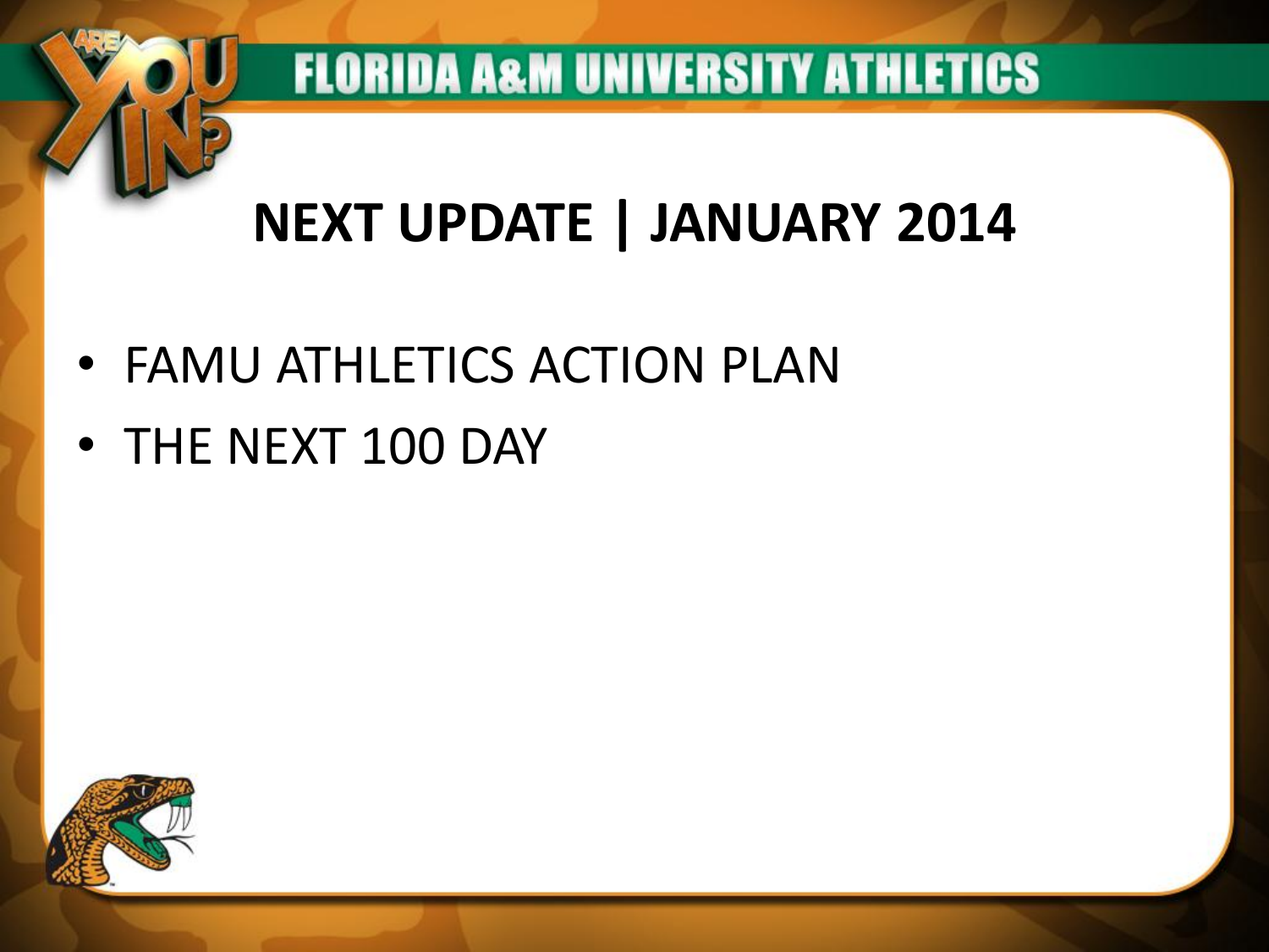# NEXT UPDATE | JANUARY 2014

- FAMU ATHLETICS ACTION PLAN
- THE NEXT 100 DAY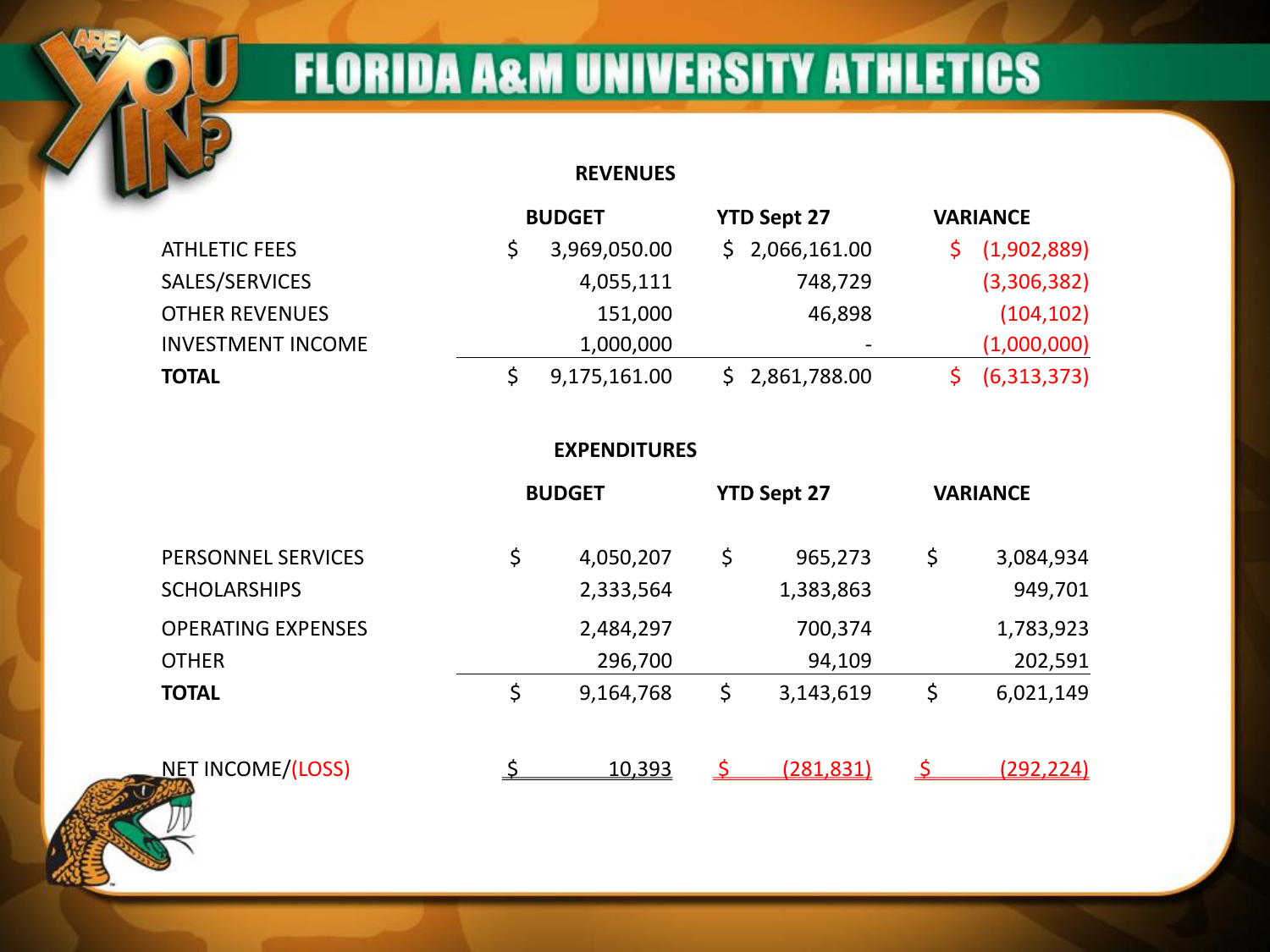# FLORIDA A&M UNIVERSITY ATHLETICS

## REVENUES

| | BUDGET | YTD Sept 27 | VARIANCE |
|---|---|---|---|
| ATHLETIC FEES | $ 3,969,050.00 | $ 2,066,161.00 | $ (1,902,889) |
| SALES/SERVICES | 4,055,111 | 748,729 | (3,306,382) |
| OTHER REVENUES | 151,000 | 46,898 | (104,102) |
| INVESTMENT INCOME | 1,000,000 | - | (1,000,000) |
| **TOTAL** | $ 9,175,161.00 | $ 2,861,788.00 | $ (6,313,373) |

## EXPENDITURES

| | BUDGET | YTD Sept 27 | VARIANCE |
|---|---|---|---|
| PERSONNEL SERVICES | $ 4,050,207 | $ 965,273 | $ 3,084,934 |
| SCHOLARSHIPS | 2,333,564 | 1,383,863 | 949,701 |
| OPERATING EXPENSES | 2,484,297 | 700,374 | 1,783,923 |
| OTHER | 296,700 | 94,109 | 202,591 |
| **TOTAL** | $ 9,164,768 | $ 3,143,619 | $ 6,021,149 |
| NET INCOME/(LOSS) | $ 10,393 | $ (281,831) | $ (292,224) |